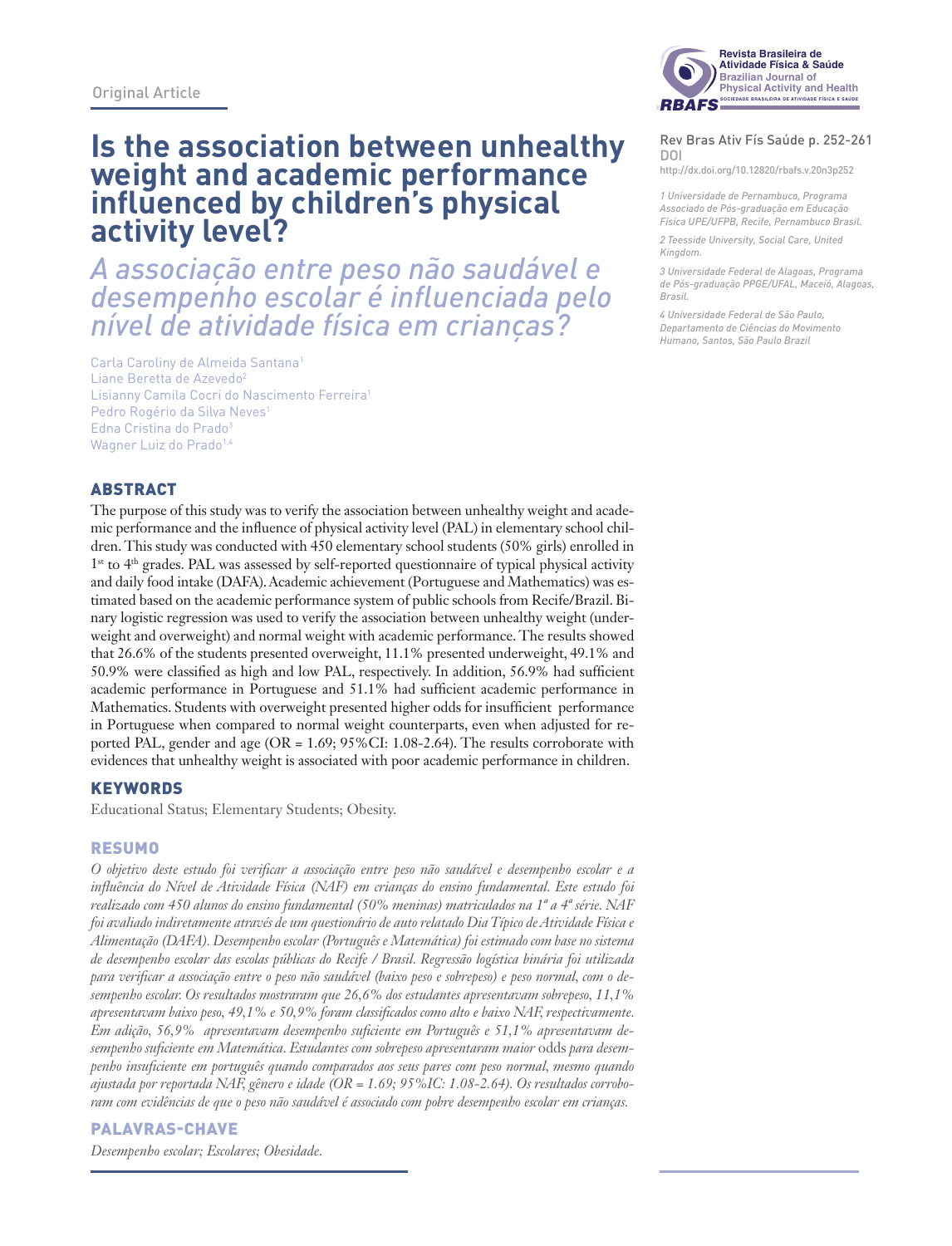Original Article

# Is the association between unhealthy weight and academic performance influenced by children's physical activity level?

*A associação entre peso não saudável e desempenho escolar é influenciada pelo nível de atividade física em crianças?*

Rev Bras Ativ Fís Saúde p. 252-261

DOI

http://dx.doi.org/10.12820/rbafs.v.20n3p252

Carla Caroliny de Almeida Santana[1]
Liane Beretta de Azevedo[2]
Lisianny Camila Cocri do Nascimento Ferreira[1]
Pedro Rogério da Silva Neves[1]
Edna Cristina do Prado[3]
Wagner Luiz do Prado[1,4]

1 Universidade de Pernambuco, Programa Associado de Pós-graduação em Educação Física UPE/UFPB, Recife, Pernambuco Brasil.

2 Teesside University, Social Care, United Kingdom.

3 Universidade Federal de Alagoas, Programa de Pós-graduação PPGE/UFAL, Maceió, Alagoas, Brasil.

4 Universidade Federal de São Paulo, Departamento de Ciências do Movimento Humano, Santos, São Paulo Brazil

## ABSTRACT

The purpose of this study was to verify the association between unhealthy weight and academic performance and the influence of physical activity level (PAL) in elementary school children. This study was conducted with 450 elementary school students (50% girls) enrolled in 1st to 4th grades. PAL was assessed by self-reported questionnaire of typical physical activity and daily food intake (DAFA). Academic achievement (Portuguese and Mathematics) was estimated based on the academic performance system of public schools from Recife/Brazil. Binary logistic regression was used to verify the association between unhealthy weight (underweight and overweight) and normal weight with academic performance. The results showed that 26.6% of the students presented overweight, 11.1% presented underweight, 49.1% and 50.9% were classified as high and low PAL, respectively. In addition, 56.9% had sufficient academic performance in Portuguese and 51.1% had sufficient academic performance in Mathematics. Students with overweight presented higher odds for insufficient performance in Portuguese when compared to normal weight counterparts, even when adjusted for reported PAL, gender and age (OR = 1.69; 95%CI: 1.08-2.64). The results corroborate with evidences that unhealthy weight is associated with poor academic performance in children.

### KEYWORDS

Educational Status; Elementary Students; Obesity.

## RESUMO

*O objetivo deste estudo foi verificar a associação entre peso não saudável e desempenho escolar e a influência do Nível de Atividade Física (NAF) em crianças do ensino fundamental. Este estudo foi realizado com 450 alunos do ensino fundamental (50% meninas) matriculados na 1ª a 4ª série. NAF foi avaliado indiretamente através de um questionário de auto relatado Dia Típico de Atividade Física e Alimentação (DAFA). Desempenho escolar (Português e Matemática) foi estimado com base no sistema de desempenho escolar das escolas públicas do Recife / Brasil. Regressão logística binária foi utilizada para verificar a associação entre o peso não saudável (baixo peso e sobrepeso) e peso normal, com o desempenho escolar. Os resultados mostraram que 26,6% dos estudantes apresentavam sobrepeso, 11,1% apresentavam baixo peso, 49,1% e 50,9% foram classificados como alto e baixo NAF, respectivamente. Em adição, 56,9% apresentavam desempenho suficiente em Português e 51,1% apresentavam desempenho suficiente em Matemática. Estudantes com sobrepeso apresentaram maior* odds *para desempenho insuficiente em português quando comparados aos seus pares com peso normal, mesmo quando ajustada por reportada NAF, gênero e idade (OR = 1,69; 95%IC: 1.08-2.64). Os resultados corroboram com evidências de que o peso não saudável é associado com pobre desempenho escolar em crianças.*

### PALAVRAS-CHAVE

*Desempenho escolar; Escolares; Obesidade.*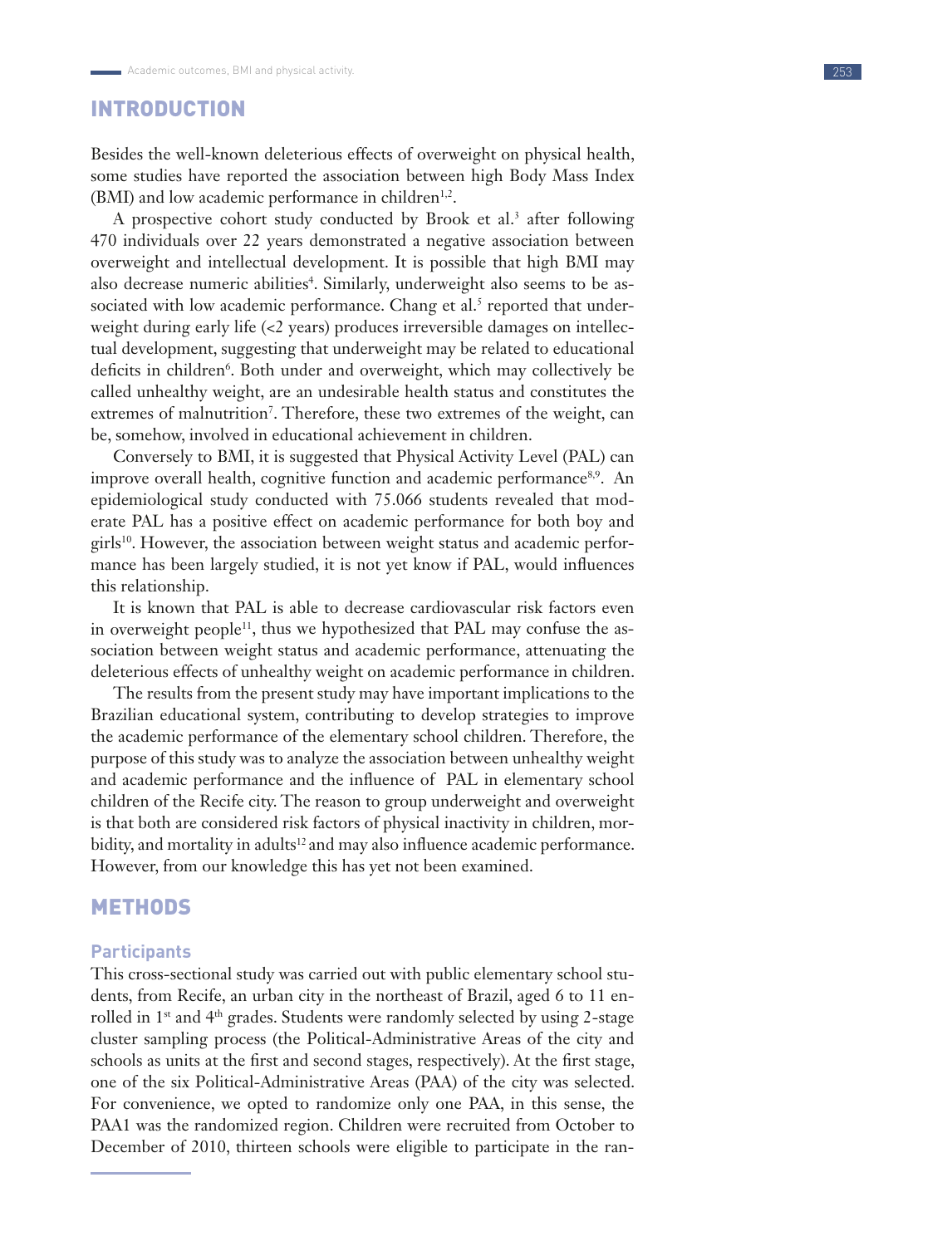## INTRODUCTION

Besides the well-known deleterious effects of overweight on physical health, some studies have reported the association between high Body Mass Index (BMI) and low academic performance in children[1,2].

A prospective cohort study conducted by Brook et al.[3] after following 470 individuals over 22 years demonstrated a negative association between overweight and intellectual development. It is possible that high BMI may also decrease numeric abilities[4]. Similarly, underweight also seems to be associated with low academic performance. Chang et al.[5] reported that underweight during early life (<2 years) produces irreversible damages on intellectual development, suggesting that underweight may be related to educational deficits in children[6]. Both under and overweight, which may collectively be called unhealthy weight, are an undesirable health status and constitutes the extremes of malnutrition[7]. Therefore, these two extremes of the weight, can be, somehow, involved in educational achievement in children.

Conversely to BMI, it is suggested that Physical Activity Level (PAL) can improve overall health, cognitive function and academic performance[8,9]. An epidemiological study conducted with 75.066 students revealed that moderate PAL has a positive effect on academic performance for both boy and girls[10]. However, the association between weight status and academic performance has been largely studied, it is not yet know if PAL, would influences this relationship.

It is known that PAL is able to decrease cardiovascular risk factors even in overweight people[11], thus we hypothesized that PAL may confuse the association between weight status and academic performance, attenuating the deleterious effects of unhealthy weight on academic performance in children.

The results from the present study may have important implications to the Brazilian educational system, contributing to develop strategies to improve the academic performance of the elementary school children. Therefore, the purpose of this study was to analyze the association between unhealthy weight and academic performance and the influence of PAL in elementary school children of the Recife city. The reason to group underweight and overweight is that both are considered risk factors of physical inactivity in children, morbidity, and mortality in adults[12] and may also influence academic performance. However, from our knowledge this has yet not been examined.

## METHODS

### Participants

This cross-sectional study was carried out with public elementary school students, from Recife, an urban city in the northeast of Brazil, aged 6 to 11 enrolled in 1st and 4th grades. Students were randomly selected by using 2-stage cluster sampling process (the Political-Administrative Areas of the city and schools as units at the first and second stages, respectively). At the first stage, one of the six Political-Administrative Areas (PAA) of the city was selected. For convenience, we opted to randomize only one PAA, in this sense, the PAA1 was the randomized region. Children were recruited from October to December of 2010, thirteen schools were eligible to participate in the ran-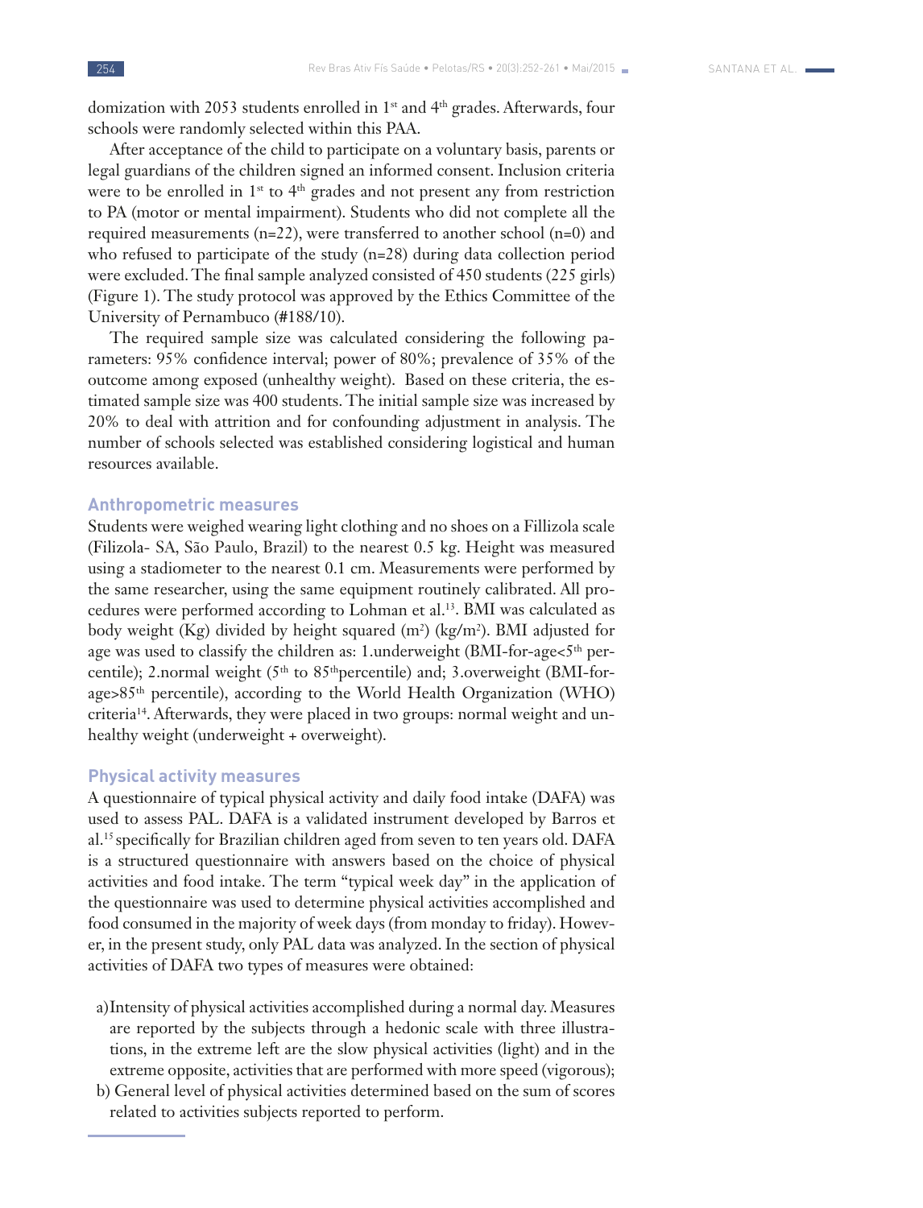domization with 2053 students enrolled in 1st and 4th grades. Afterwards, four schools were randomly selected within this PAA.

After acceptance of the child to participate on a voluntary basis, parents or legal guardians of the children signed an informed consent. Inclusion criteria were to be enrolled in 1st to 4th grades and not present any from restriction to PA (motor or mental impairment). Students who did not complete all the required measurements (n=22), were transferred to another school (n=0) and who refused to participate of the study (n=28) during data collection period were excluded. The final sample analyzed consisted of 450 students (225 girls) (Figure 1). The study protocol was approved by the Ethics Committee of the University of Pernambuco (#188/10).

The required sample size was calculated considering the following parameters: 95% confidence interval; power of 80%; prevalence of 35% of the outcome among exposed (unhealthy weight). Based on these criteria, the estimated sample size was 400 students. The initial sample size was increased by 20% to deal with attrition and for confounding adjustment in analysis. The number of schools selected was established considering logistical and human resources available.

### Anthropometric measures

Students were weighed wearing light clothing and no shoes on a Fillizola scale (Filizola- SA, São Paulo, Brazil) to the nearest 0.5 kg. Height was measured using a stadiometer to the nearest 0.1 cm. Measurements were performed by the same researcher, using the same equipment routinely calibrated. All procedures were performed according to Lohman et al.[13]. BMI was calculated as body weight (Kg) divided by height squared ($m^2$) ($kg/m^2$). BMI adjusted for age was used to classify the children as: 1.underweight (BMI-for-age<5th percentile); 2.normal weight (5th to 85th percentile) and; 3.overweight (BMI-for-age>85th percentile), according to the World Health Organization (WHO) criteria[14]. Afterwards, they were placed in two groups: normal weight and unhealthy weight (underweight + overweight).

### Physical activity measures

A questionnaire of typical physical activity and daily food intake (DAFA) was used to assess PAL. DAFA is a validated instrument developed by Barros et al.[15] specifically for Brazilian children aged from seven to ten years old. DAFA is a structured questionnaire with answers based on the choice of physical activities and food intake. The term "typical week day" in the application of the questionnaire was used to determine physical activities accomplished and food consumed in the majority of week days (from monday to friday). However, in the present study, only PAL data was analyzed. In the section of physical activities of DAFA two types of measures were obtained:

a) Intensity of physical activities accomplished during a normal day. Measures are reported by the subjects through a hedonic scale with three illustrations, in the extreme left are the slow physical activities (light) and in the extreme opposite, activities that are performed with more speed (vigorous);
b) General level of physical activities determined based on the sum of scores related to activities subjects reported to perform.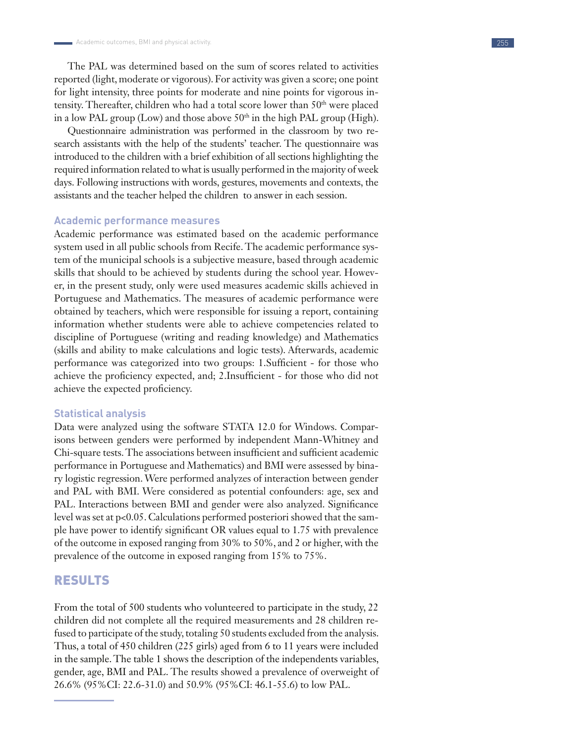The PAL was determined based on the sum of scores related to activities reported (light, moderate or vigorous). For activity was given a score; one point for light intensity, three points for moderate and nine points for vigorous intensity. Thereafter, children who had a total score lower than $50^{th}$ were placed in a low PAL group (Low) and those above $50^{th}$ in the high PAL group (High).

Questionnaire administration was performed in the classroom by two research assistants with the help of the students' teacher. The questionnaire was introduced to the children with a brief exhibition of all sections highlighting the required information related to what is usually performed in the majority of week days. Following instructions with words, gestures, movements and contexts, the assistants and the teacher helped the children to answer in each session.

### Academic performance measures

Academic performance was estimated based on the academic performance system used in all public schools from Recife. The academic performance system of the municipal schools is a subjective measure, based through academic skills that should to be achieved by students during the school year. However, in the present study, only were used measures academic skills achieved in Portuguese and Mathematics. The measures of academic performance were obtained by teachers, which were responsible for issuing a report, containing information whether students were able to achieve competencies related to discipline of Portuguese (writing and reading knowledge) and Mathematics (skills and ability to make calculations and logic tests). Afterwards, academic performance was categorized into two groups: 1.Sufficient - for those who achieve the proficiency expected, and; 2.Insufficient - for those who did not achieve the expected proficiency.

### Statistical analysis

Data were analyzed using the software STATA 12.0 for Windows. Comparisons between genders were performed by independent Mann-Whitney and Chi-square tests. The associations between insufficient and sufficient academic performance in Portuguese and Mathematics) and BMI were assessed by binary logistic regression. Were performed analyzes of interaction between gender and PAL with BMI. Were considered as potential confounders: age, sex and PAL. Interactions between BMI and gender were also analyzed. Significance level was set at $p<0.05$. Calculations performed posteriori showed that the sample have power to identify significant OR values equal to 1.75 with prevalence of the outcome in exposed ranging from 30% to 50%, and 2 or higher, with the prevalence of the outcome in exposed ranging from 15% to 75%.

## RESULTS

From the total of 500 students who volunteered to participate in the study, 22 children did not complete all the required measurements and 28 children refused to participate of the study, totaling 50 students excluded from the analysis. Thus, a total of 450 children (225 girls) aged from 6 to 11 years were included in the sample. The table 1 shows the description of the independents variables, gender, age, BMI and PAL. The results showed a prevalence of overweight of 26.6% (95%CI: 22.6-31.0) and 50.9% (95%CI: 46.1-55.6) to low PAL.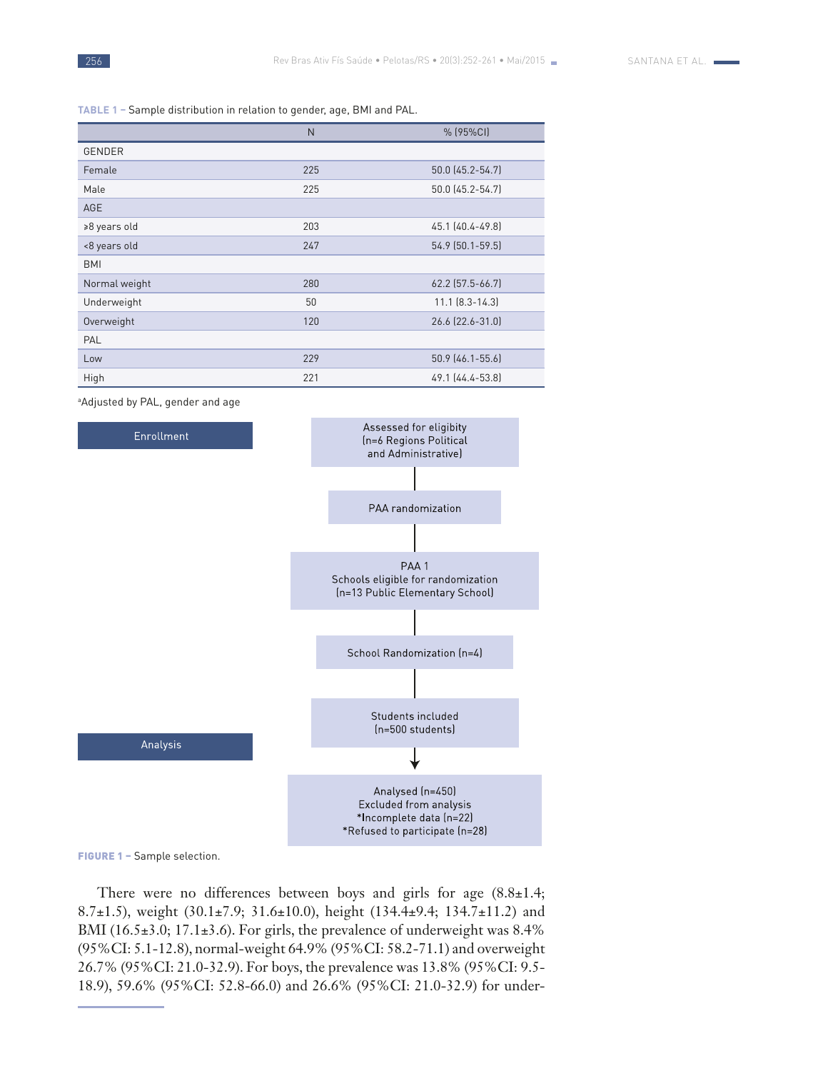**TABLE 1** – Sample distribution in relation to gender, age, BMI and PAL.

| | N | % (95%CI) |
|---|---|---|
| GENDER | | |
| Female | 225 | 50.0 (45.2-54.7) |
| Male | 225 | 50.0 (45.2-54.7) |
| AGE | | |
| ≥8 years old | 203 | 45.1 (40.4-49.8) |
| <8 years old | 247 | 54.9 (50.1-59.5) |
| BMI | | |
| Normal weight | 280 | 62.2 (57.5-66.7) |
| Underweight | 50 | 11.1 (8.3-14.3) |
| Overweight | 120 | 26.6 (22.6-31.0) |
| PAL | | |
| Low | 229 | 50.9 (46.1-55.6) |
| High | 221 | 49.1 (44.4-53.8) |

[a]Adjusted by PAL, gender and age

Enrollment

Assessed for eligibity (n=6 Regions Political and Administrative)

PAA randomization

PAA 1
Schools eligible for randomization (n=13 Public Elementary School)

School Randomization (n=4)

Students included (n=500 students)

Analysis

Analysed (n=450)
Excluded from analysis
*Incomplete data (n=22)
*Refused to participate (n=28)

**FIGURE 1** – Sample selection.

There were no differences between boys and girls for age (8.8±1.4; 8.7±1.5), weight (30.1±7.9; 31.6±10.0), height (134.4±9.4; 134.7±11.2) and BMI (16.5±3.0; 17.1±3.6). For girls, the prevalence of underweight was 8.4% (95%CI: 5.1-12.8), normal-weight 64.9% (95%CI: 58.2-71.1) and overweight 26.7% (95%CI: 21.0-32.9). For boys, the prevalence was 13.8% (95%CI: 9.5-18.9), 59.6% (95%CI: 52.8-66.0) and 26.6% (95%CI: 21.0-32.9) for under-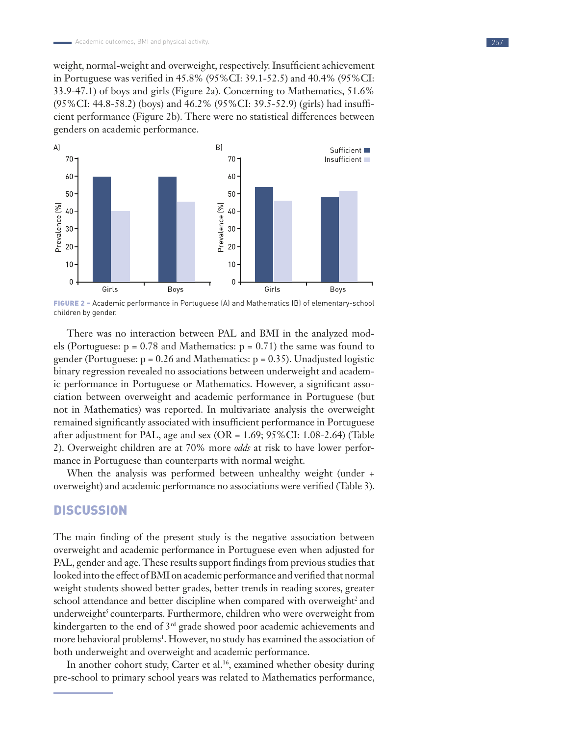weight, normal-weight and overweight, respectively. Insufficient achievement in Portuguese was verified in 45.8% (95%CI: 39.1-52.5) and 40.4% (95%CI: 33.9-47.1) of boys and girls (Figure 2a). Concerning to Mathematics, 51.6% (95%CI: 44.8-58.2) (boys) and 46.2% (95%CI: 39.5-52.9) (girls) had insufficient performance (Figure 2b). There were no statistical differences between genders on academic performance.

**FIGURE 2 –** Academic performance in Portuguese (A) and Mathematics (B) of elementary-school children by gender.

There was no interaction between PAL and BMI in the analyzed models (Portuguese: $p = 0.78$ and Mathematics: $p = 0.71$) the same was found to gender (Portuguese: $p = 0.26$ and Mathematics: $p = 0.35$). Unadjusted logistic binary regression revealed no associations between underweight and academic performance in Portuguese or Mathematics. However, a significant association between overweight and academic performance in Portuguese (but not in Mathematics) was reported. In multivariate analysis the overweight remained significantly associated with insufficient performance in Portuguese after adjustment for PAL, age and sex (OR = 1.69; 95%CI: 1.08-2.64) (Table 2). Overweight children are at 70% more *odds* at risk to have lower performance in Portuguese than counterparts with normal weight.

When the analysis was performed between unhealthy weight (under + overweight) and academic performance no associations were verified (Table 3).

## DISCUSSION

The main finding of the present study is the negative association between overweight and academic performance in Portuguese even when adjusted for PAL, gender and age. These results support findings from previous studies that looked into the effect of BMI on academic performance and verified that normal weight students showed better grades, better trends in reading scores, greater school attendance and better discipline when compared with overweight[2] and underweight[5] counterparts. Furthermore, children who were overweight from kindergarten to the end of 3rd grade showed poor academic achievements and more behavioral problems[1]. However, no study has examined the association of both underweight and overweight and academic performance.

In another cohort study, Carter et al.[16], examined whether obesity during pre-school to primary school years was related to Mathematics performance,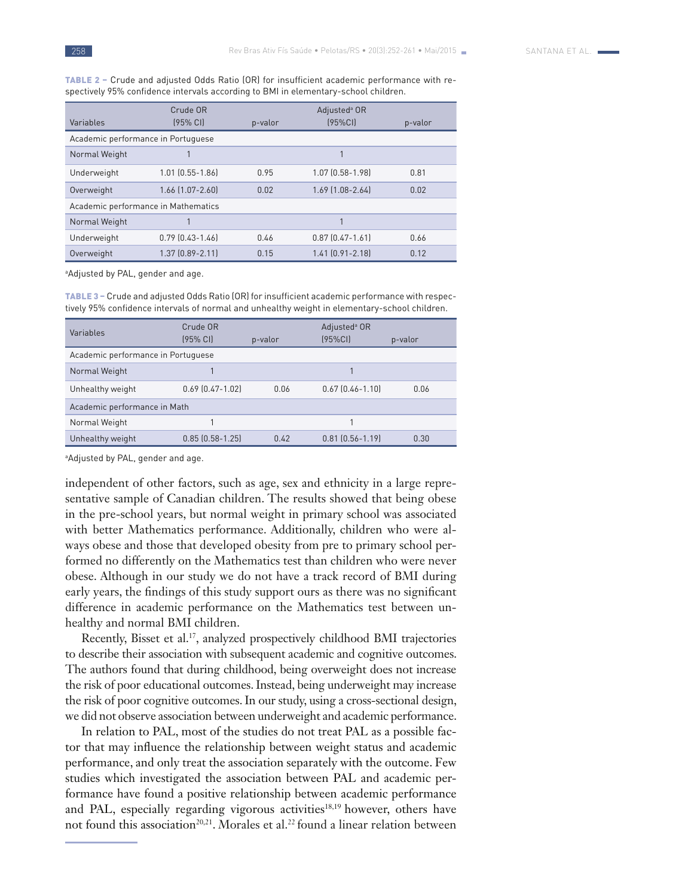**TABLE 2 –** Crude and adjusted Odds Ratio (OR) for insufficient academic performance with respectively 95% confidence intervals according to BMI in elementary-school children.

| Variables | Crude OR (95% CI) | p-valor | Adjusted[a] OR (95%CI) | p-valor |
|---|---|---|---|---|
| Academic performance in Portuguese | | | | |
| Normal Weight | 1 | | 1 | |
| Underweight | 1.01 (0.55-1.86) | 0.95 | 1.07 (0.58-1.98) | 0.81 |
| Overweight | 1.66 (1.07-2.60) | 0.02 | 1.69 (1.08-2.64) | 0.02 |
| Academic performance in Mathematics | | | | |
| Normal Weight | 1 | | 1 | |
| Underweight | 0.79 (0.43-1.46) | 0.46 | 0.87 (0.47-1.61) | 0.66 |
| Overweight | 1.37 (0.89-2.11) | 0.15 | 1.41 (0.91-2.18) | 0.12 |

[a]Adjusted by PAL, gender and age.

**TABLE 3 –** Crude and adjusted Odds Ratio (OR) for insufficient academic performance with respectively 95% confidence intervals of normal and unhealthy weight in elementary-school children.

| Variables | Crude OR (95% CI) | p-valor | Adjusted[a] OR (95%CI) | p-valor |
|---|---|---|---|---|
| Academic performance in Portuguese | | | | |
| Normal Weight | 1 | | 1 | |
| Unhealthy weight | 0.69 (0.47-1.02) | 0.06 | 0.67 (0.46-1.10) | 0.06 |
| Academic performance in Math | | | | |
| Normal Weight | 1 | | 1 | |
| Unhealthy weight | 0.85 (0.58-1.25) | 0.42 | 0.81 (0.56-1.19) | 0.30 |

[a]Adjusted by PAL, gender and age.

independent of other factors, such as age, sex and ethnicity in a large representative sample of Canadian children. The results showed that being obese in the pre-school years, but normal weight in primary school was associated with better Mathematics performance. Additionally, children who were always obese and those that developed obesity from pre to primary school performed no differently on the Mathematics test than children who were never obese. Although in our study we do not have a track record of BMI during early years, the findings of this study support ours as there was no significant difference in academic performance on the Mathematics test between unhealthy and normal BMI children.

Recently, Bisset et al.[17], analyzed prospectively childhood BMI trajectories to describe their association with subsequent academic and cognitive outcomes. The authors found that during childhood, being overweight does not increase the risk of poor educational outcomes. Instead, being underweight may increase the risk of poor cognitive outcomes. In our study, using a cross-sectional design, we did not observe association between underweight and academic performance.

In relation to PAL, most of the studies do not treat PAL as a possible factor that may influence the relationship between weight status and academic performance, and only treat the association separately with the outcome. Few studies which investigated the association between PAL and academic performance have found a positive relationship between academic performance and PAL, especially regarding vigorous activities[18,19] however, others have not found this association[20,21]. Morales et al.[22] found a linear relation between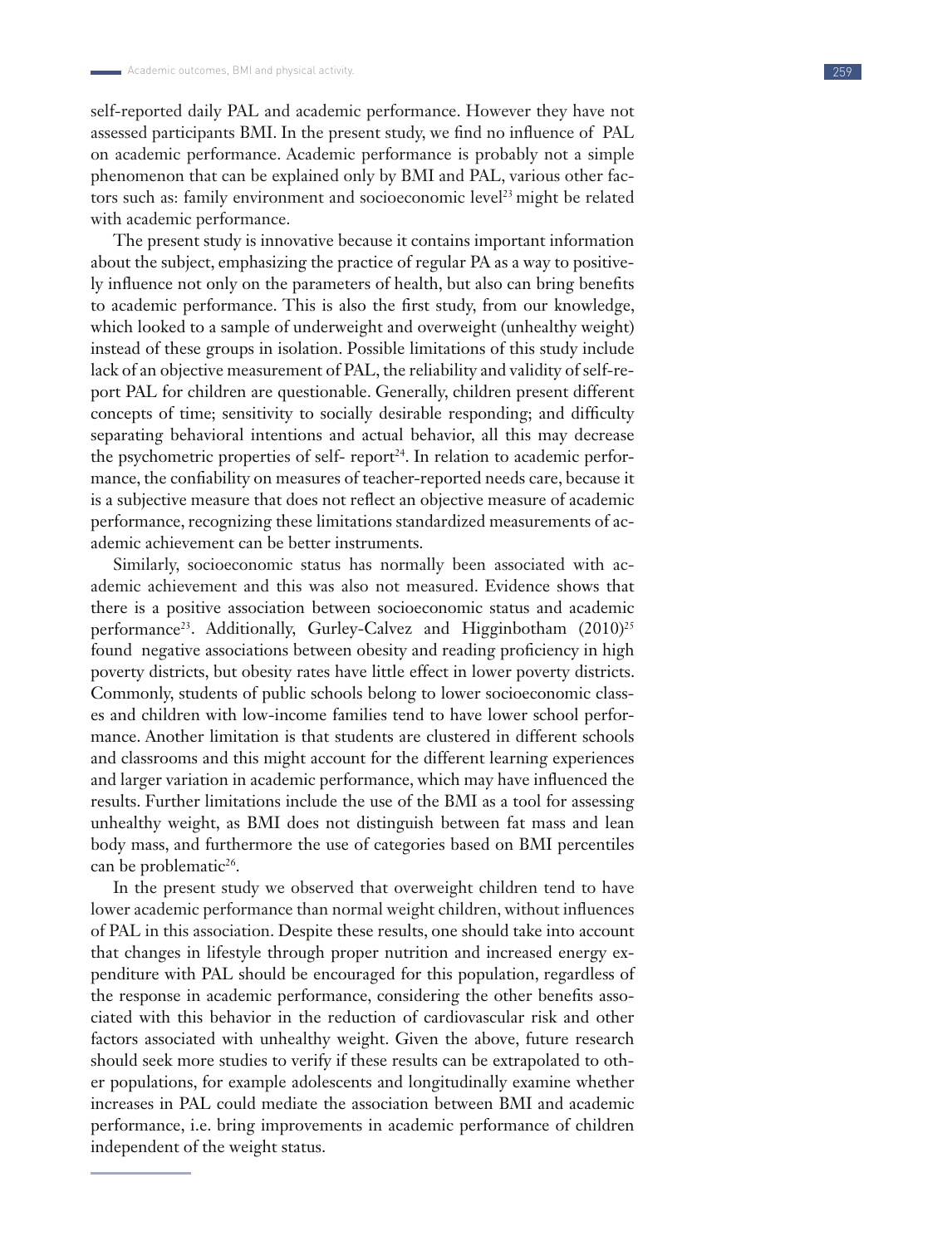self-reported daily PAL and academic performance. However they have not assessed participants BMI. In the present study, we find no influence of PAL on academic performance. Academic performance is probably not a simple phenomenon that can be explained only by BMI and PAL, various other factors such as: family environment and socioeconomic level[23] might be related with academic performance.

The present study is innovative because it contains important information about the subject, emphasizing the practice of regular PA as a way to positively influence not only on the parameters of health, but also can bring benefits to academic performance. This is also the first study, from our knowledge, which looked to a sample of underweight and overweight (unhealthy weight) instead of these groups in isolation. Possible limitations of this study include lack of an objective measurement of PAL, the reliability and validity of self-report PAL for children are questionable. Generally, children present different concepts of time; sensitivity to socially desirable responding; and difficulty separating behavioral intentions and actual behavior, all this may decrease the psychometric properties of self- report[24]. In relation to academic performance, the confiability on measures of teacher-reported needs care, because it is a subjective measure that does not reflect an objective measure of academic performance, recognizing these limitations standardized measurements of academic achievement can be better instruments.

Similarly, socioeconomic status has normally been associated with academic achievement and this was also not measured. Evidence shows that there is a positive association between socioeconomic status and academic performance[23]. Additionally, Gurley-Calvez and Higginbotham (2010)[25] found negative associations between obesity and reading proficiency in high poverty districts, but obesity rates have little effect in lower poverty districts. Commonly, students of public schools belong to lower socioeconomic classes and children with low-income families tend to have lower school performance. Another limitation is that students are clustered in different schools and classrooms and this might account for the different learning experiences and larger variation in academic performance, which may have influenced the results. Further limitations include the use of the BMI as a tool for assessing unhealthy weight, as BMI does not distinguish between fat mass and lean body mass, and furthermore the use of categories based on BMI percentiles can be problematic[26].

In the present study we observed that overweight children tend to have lower academic performance than normal weight children, without influences of PAL in this association. Despite these results, one should take into account that changes in lifestyle through proper nutrition and increased energy expenditure with PAL should be encouraged for this population, regardless of the response in academic performance, considering the other benefits associated with this behavior in the reduction of cardiovascular risk and other factors associated with unhealthy weight. Given the above, future research should seek more studies to verify if these results can be extrapolated to other populations, for example adolescents and longitudinally examine whether increases in PAL could mediate the association between BMI and academic performance, i.e. bring improvements in academic performance of children independent of the weight status.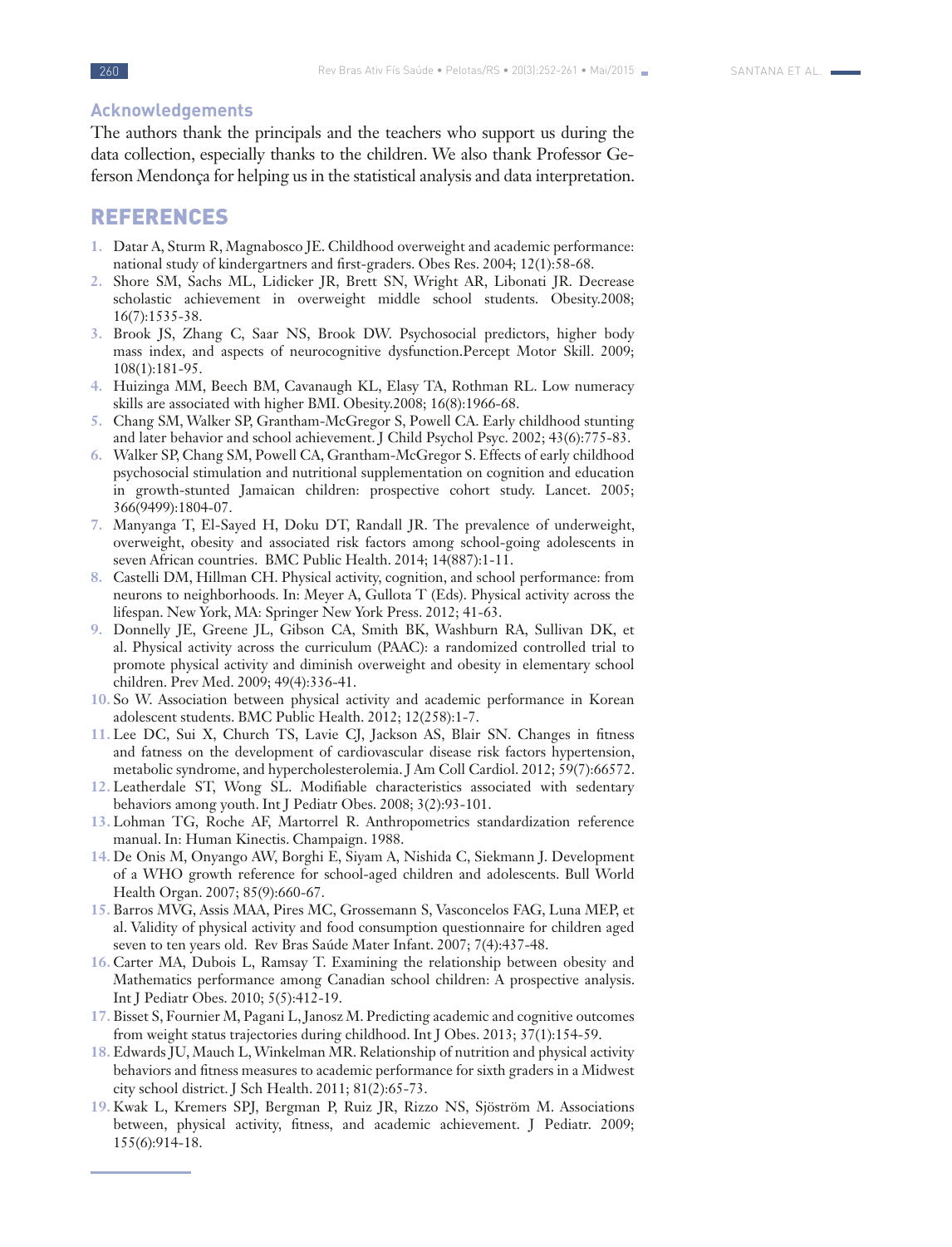## Acknowledgements

The authors thank the principals and the teachers who support us during the data collection, especially thanks to the children. We also thank Professor Geferson Mendonça for helping us in the statistical analysis and data interpretation.

# REFERENCES

1. Datar A, Sturm R, Magnabosco JE. Childhood overweight and academic performance: national study of kindergartners and first-graders. Obes Res. 2004; 12(1):58-68.
2. Shore SM, Sachs ML, Lidicker JR, Brett SN, Wright AR, Libonati JR. Decrease scholastic achievement in overweight middle school students. Obesity.2008; 16(7):1535-38.
3. Brook JS, Zhang C, Saar NS, Brook DW. Psychosocial predictors, higher body mass index, and aspects of neurocognitive dysfunction.Percept Motor Skill. 2009; 108(1):181-95.
4. Huizinga MM, Beech BM, Cavanaugh KL, Elasy TA, Rothman RL. Low numeracy skills are associated with higher BMI. Obesity.2008; 16(8):1966-68.
5. Chang SM, Walker SP, Grantham-McGregor S, Powell CA. Early childhood stunting and later behavior and school achievement. J Child Psychol Psyc. 2002; 43(6):775-83.
6. Walker SP, Chang SM, Powell CA, Grantham-McGregor S. Effects of early childhood psychosocial stimulation and nutritional supplementation on cognition and education in growth-stunted Jamaican children: prospective cohort study. Lancet. 2005; 366(9499):1804-07.
7. Manyanga T, El-Sayed H, Doku DT, Randall JR. The prevalence of underweight, overweight, obesity and associated risk factors among school-going adolescents in seven African countries. BMC Public Health. 2014; 14(887):1-11.
8. Castelli DM, Hillman CH. Physical activity, cognition, and school performance: from neurons to neighborhoods. In: Meyer A, Gullota T (Eds). Physical activity across the lifespan. New York, MA: Springer New York Press. 2012; 41-63.
9. Donnelly JE, Greene JL, Gibson CA, Smith BK, Washburn RA, Sullivan DK, et al. Physical activity across the curriculum (PAAC): a randomized controlled trial to promote physical activity and diminish overweight and obesity in elementary school children. Prev Med. 2009; 49(4):336-41.
10. So W. Association between physical activity and academic performance in Korean adolescent students. BMC Public Health. 2012; 12(258):1-7.
11. Lee DC, Sui X, Church TS, Lavie CJ, Jackson AS, Blair SN. Changes in fitness and fatness on the development of cardiovascular disease risk factors hypertension, metabolic syndrome, and hypercholesterolemia. J Am Coll Cardiol. 2012; 59(7):66572.
12. Leatherdale ST, Wong SL. Modifiable characteristics associated with sedentary behaviors among youth. Int J Pediatr Obes. 2008; 3(2):93-101.
13. Lohman TG, Roche AF, Martorrel R. Anthropometrics standardization reference manual. In: Human Kinectis. Champaign. 1988.
14. De Onis M, Onyango AW, Borghi E, Siyam A, Nishida C, Siekmann J. Development of a WHO growth reference for school-aged children and adolescents. Bull World Health Organ. 2007; 85(9):660-67.
15. Barros MVG, Assis MAA, Pires MC, Grossemann S, Vasconcelos FAG, Luna MEP, et al. Validity of physical activity and food consumption questionnaire for children aged seven to ten years old. Rev Bras Saúde Mater Infant. 2007; 7(4):437-48.
16. Carter MA, Dubois L, Ramsay T. Examining the relationship between obesity and Mathematics performance among Canadian school children: A prospective analysis. Int J Pediatr Obes. 2010; 5(5):412-19.
17. Bisset S, Fournier M, Pagani L, Janosz M. Predicting academic and cognitive outcomes from weight status trajectories during childhood. Int J Obes. 2013; 37(1):154-59.
18. Edwards JU, Mauch L, Winkelman MR. Relationship of nutrition and physical activity behaviors and fitness measures to academic performance for sixth graders in a Midwest city school district. J Sch Health. 2011; 81(2):65-73.
19. Kwak L, Kremers SPJ, Bergman P, Ruiz JR, Rizzo NS, Sjöström M. Associations between, physical activity, fitness, and academic achievement. J Pediatr. 2009; 155(6):914-18.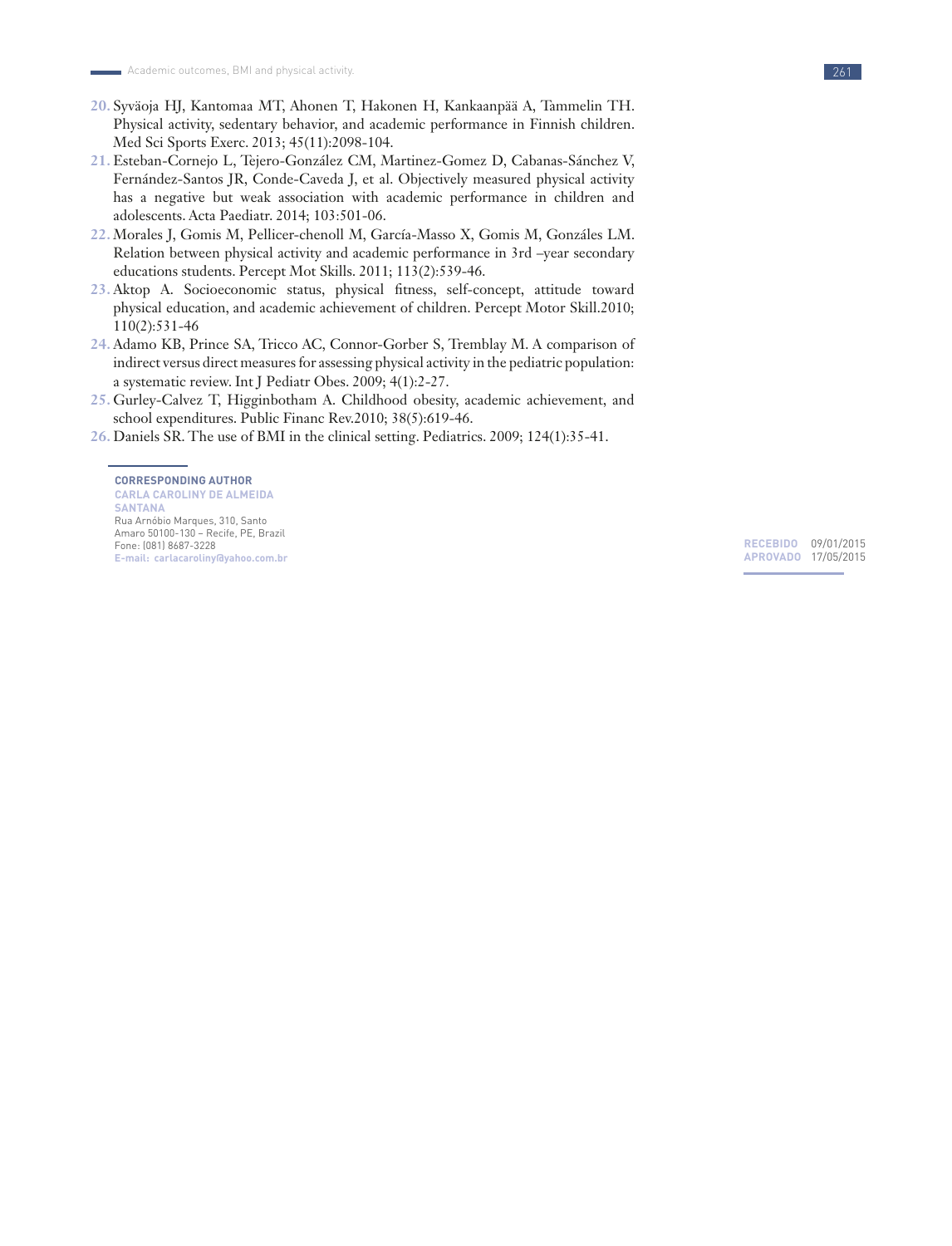20. Syväoja HJ, Kantomaa MT, Ahonen T, Hakonen H, Kankaanpää A, Tammelin TH. Physical activity, sedentary behavior, and academic performance in Finnish children. Med Sci Sports Exerc. 2013; 45(11):2098-104.
21. Esteban-Cornejo L, Tejero-González CM, Martinez-Gomez D, Cabanas-Sánchez V, Fernández-Santos JR, Conde-Caveda J, et al. Objectively measured physical activity has a negative but weak association with academic performance in children and adolescents. Acta Paediatr. 2014; 103:501-06.
22. Morales J, Gomis M, Pellicer-chenoll M, García-Masso X, Gomis M, Gonzáles LM. Relation between physical activity and academic performance in 3rd –year secondary educations students. Percept Mot Skills. 2011; 113(2):539-46.
23. Aktop A. Socioeconomic status, physical fitness, self-concept, attitude toward physical education, and academic achievement of children. Percept Motor Skill.2010; 110(2):531-46
24. Adamo KB, Prince SA, Tricco AC, Connor-Gorber S, Tremblay M. A comparison of indirect versus direct measures for assessing physical activity in the pediatric population: a systematic review. Int J Pediatr Obes. 2009; 4(1):2-27.
25. Gurley-Calvez T, Higginbotham A. Childhood obesity, academic achievement, and school expenditures. Public Financ Rev.2010; 38(5):619-46.
26. Daniels SR. The use of BMI in the clinical setting. Pediatrics. 2009; 124(1):35-41.

**CORRESPONDING AUTHOR**
**CARLA CAROLINY DE ALMEIDA SANTANA**
Rua Arnóbio Marques, 310, Santo Amaro 50100-130 – Recife, PE, Brazil
Fone: (081) 8687-3228
**E-mail: carlacaroliny@yahoo.com.br**

**RECEBIDO** 09/01/2015
**APROVADO** 17/05/2015